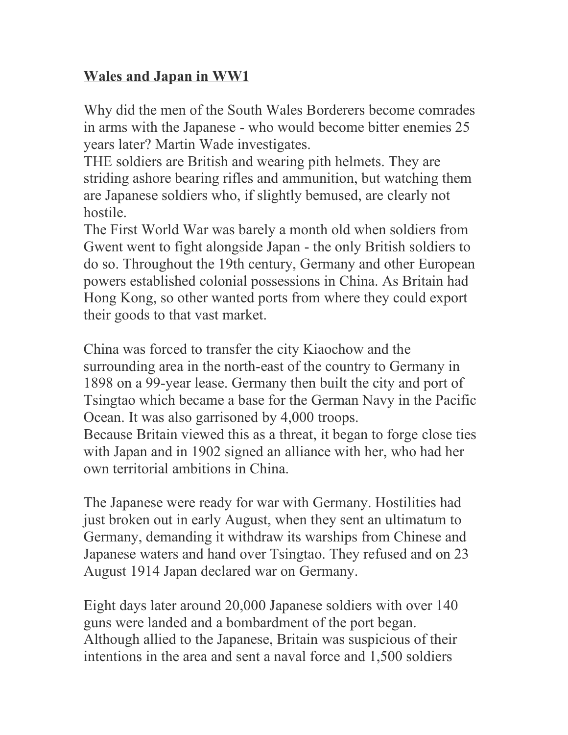**Wales and Japan in WW1**

Why did the men of the South Wales Borderers become comrades in arms with the Japanese - who would become bitter enemies 25 years later? Martin Wade investigates.

THE soldiers are British and wearing pith helmets. They are striding ashore bearing rifles and ammunition, but watching them are Japanese soldiers who, if slightly bemused, are clearly not hostile.

The First World War was barely a month old when soldiers from Gwent went to fight alongside Japan - the only British soldiers to do so. Throughout the 19th century, Germany and other European powers established colonial possessions in China. As Britain had Hong Kong, so other wanted ports from where they could export their goods to that vast market.

China was forced to transfer the city Kiaochow and the surrounding area in the north-east of the country to Germany in 1898 on a 99-year lease. Germany then built the city and port of Tsingtao which became a base for the German Navy in the Pacific Ocean. It was also garrisoned by 4,000 troops.

Because Britain viewed this as a threat, it began to forge close ties with Japan and in 1902 signed an alliance with her, who had her own territorial ambitions in China.

The Japanese were ready for war with Germany. Hostilities had just broken out in early August, when they sent an ultimatum to Germany, demanding it withdraw its warships from Chinese and Japanese waters and hand over Tsingtao. They refused and on 23 August 1914 Japan declared war on Germany.

Eight days later around 20,000 Japanese soldiers with over 140 guns were landed and a bombardment of the port began. Although allied to the Japanese, Britain was suspicious of their intentions in the area and sent a naval force and 1,500 soldiers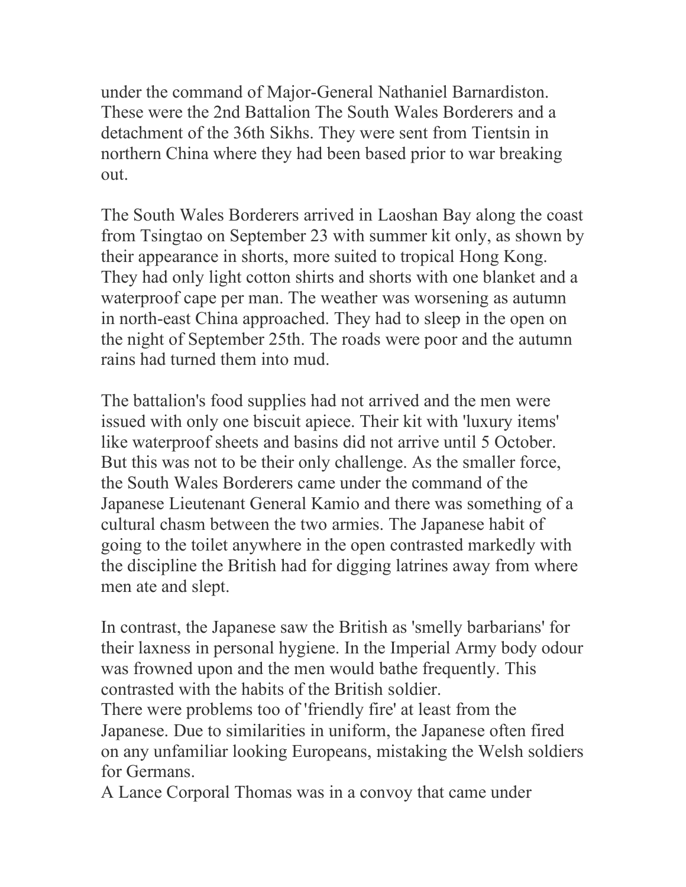under the command of Major-General Nathaniel Barnardiston. These were the 2nd Battalion The South Wales Borderers and a detachment of the 36th Sikhs. They were sent from Tientsin in northern China where they had been based prior to war breaking out.

The South Wales Borderers arrived in Laoshan Bay along the coast from Tsingtao on September 23 with summer kit only, as shown by their appearance in shorts, more suited to tropical Hong Kong. They had only light cotton shirts and shorts with one blanket and a waterproof cape per man. The weather was worsening as autumn in north-east China approached. They had to sleep in the open on the night of September 25th. The roads were poor and the autumn rains had turned them into mud.

The battalion's food supplies had not arrived and the men were issued with only one biscuit apiece. Their kit with 'luxury items' like waterproof sheets and basins did not arrive until 5 October. But this was not to be their only challenge. As the smaller force, the South Wales Borderers came under the command of the Japanese Lieutenant General Kamio and there was something of a cultural chasm between the two armies. The Japanese habit of going to the toilet anywhere in the open contrasted markedly with the discipline the British had for digging latrines away from where men ate and slept.

In contrast, the Japanese saw the British as 'smelly barbarians' for their laxness in personal hygiene. In the Imperial Army body odour was frowned upon and the men would bathe frequently. This contrasted with the habits of the British soldier.
There were problems too of 'friendly fire' at least from the Japanese. Due to similarities in uniform, the Japanese often fired on any unfamiliar looking Europeans, mistaking the Welsh soldiers for Germans.
A Lance Corporal Thomas was in a convoy that came under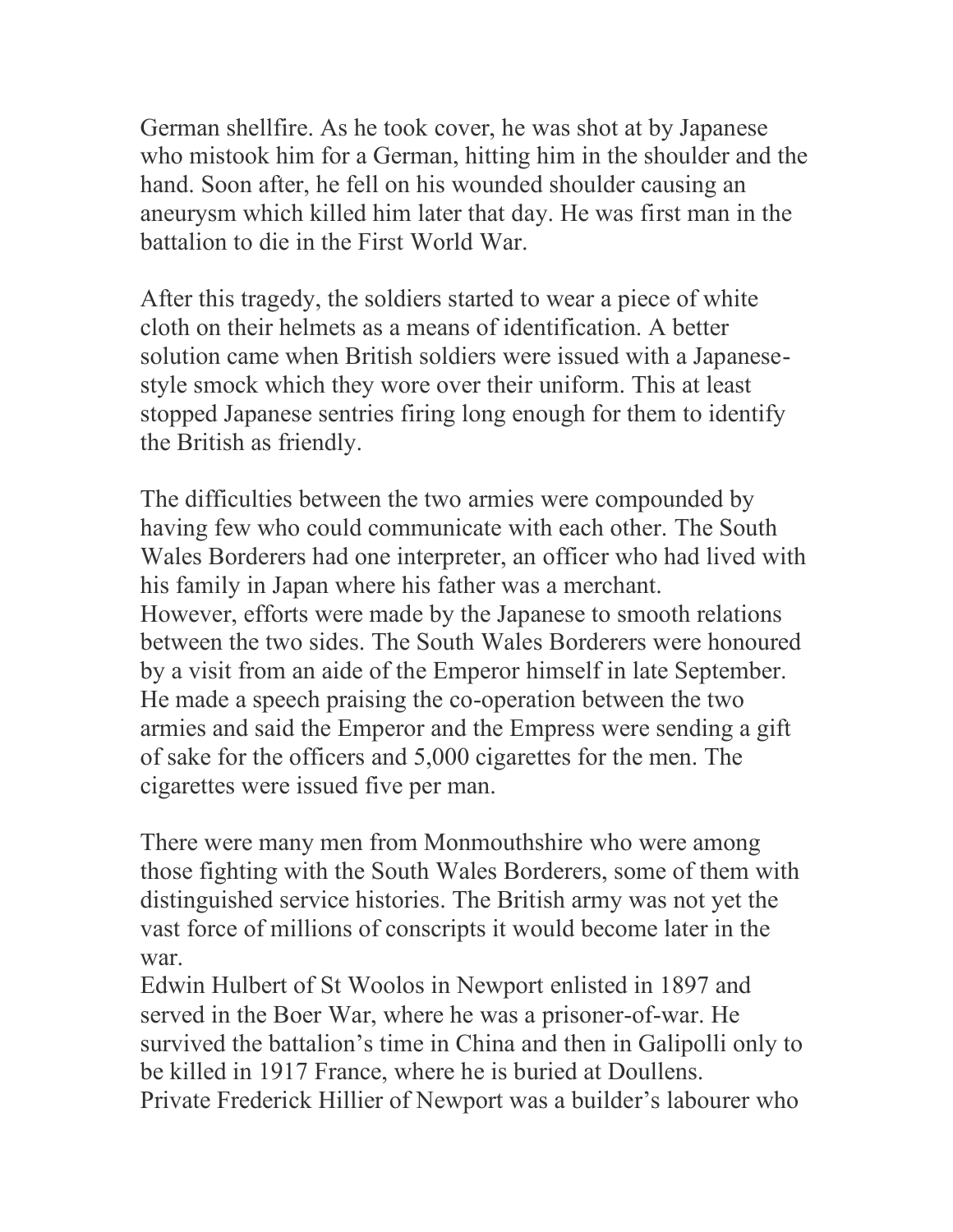German shellfire. As he took cover, he was shot at by Japanese who mistook him for a German, hitting him in the shoulder and the hand. Soon after, he fell on his wounded shoulder causing an aneurysm which killed him later that day. He was first man in the battalion to die in the First World War.

After this tragedy, the soldiers started to wear a piece of white cloth on their helmets as a means of identification. A better solution came when British soldiers were issued with a Japanese-style smock which they wore over their uniform. This at least stopped Japanese sentries firing long enough for them to identify the British as friendly.

The difficulties between the two armies were compounded by having few who could communicate with each other. The South Wales Borderers had one interpreter, an officer who had lived with his family in Japan where his father was a merchant.
However, efforts were made by the Japanese to smooth relations between the two sides. The South Wales Borderers were honoured by a visit from an aide of the Emperor himself in late September. He made a speech praising the co-operation between the two armies and said the Emperor and the Empress were sending a gift of sake for the officers and 5,000 cigarettes for the men. The cigarettes were issued five per man.

There were many men from Monmouthshire who were among those fighting with the South Wales Borderers, some of them with distinguished service histories. The British army was not yet the vast force of millions of conscripts it would become later in the war.
Edwin Hulbert of St Woolos in Newport enlisted in 1897 and served in the Boer War, where he was a prisoner-of-war. He survived the battalion's time in China and then in Galipolli only to be killed in 1917 France, where he is buried at Doullens.
Private Frederick Hillier of Newport was a builder's labourer who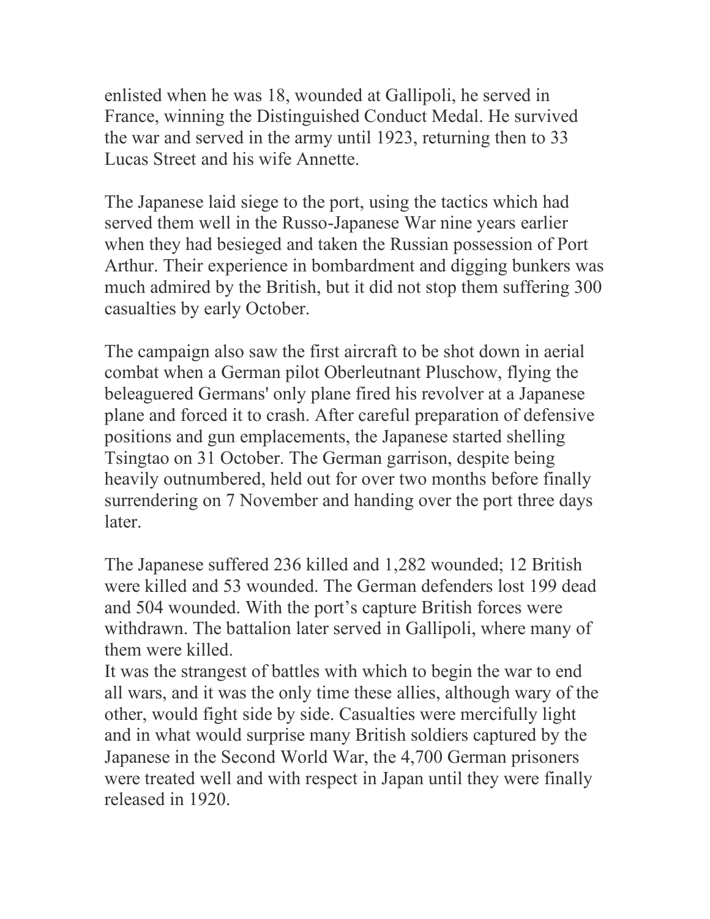enlisted when he was 18, wounded at Gallipoli, he served in France, winning the Distinguished Conduct Medal. He survived the war and served in the army until 1923, returning then to 33 Lucas Street and his wife Annette.

The Japanese laid siege to the port, using the tactics which had served them well in the Russo-Japanese War nine years earlier when they had besieged and taken the Russian possession of Port Arthur. Their experience in bombardment and digging bunkers was much admired by the British, but it did not stop them suffering 300 casualties by early October.

The campaign also saw the first aircraft to be shot down in aerial combat when a German pilot Oberleutnant Pluschow, flying the beleaguered Germans' only plane fired his revolver at a Japanese plane and forced it to crash. After careful preparation of defensive positions and gun emplacements, the Japanese started shelling Tsingtao on 31 October. The German garrison, despite being heavily outnumbered, held out for over two months before finally surrendering on 7 November and handing over the port three days later.

The Japanese suffered 236 killed and 1,282 wounded; 12 British were killed and 53 wounded. The German defenders lost 199 dead and 504 wounded. With the port's capture British forces were withdrawn. The battalion later served in Gallipoli, where many of them were killed.
It was the strangest of battles with which to begin the war to end all wars, and it was the only time these allies, although wary of the other, would fight side by side. Casualties were mercifully light and in what would surprise many British soldiers captured by the Japanese in the Second World War, the 4,700 German prisoners were treated well and with respect in Japan until they were finally released in 1920.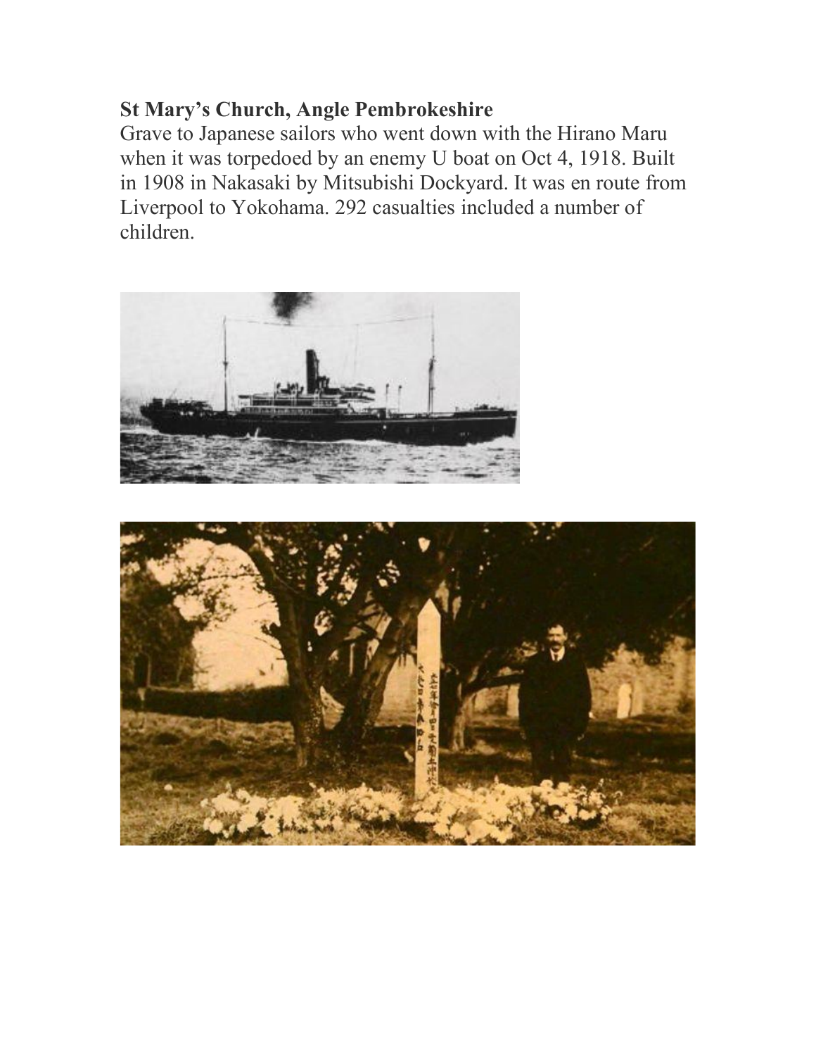**St Mary's Church, Angle Pembrokeshire**

Grave to Japanese sailors who went down with the Hirano Maru when it was torpedoed by an enemy U boat on Oct 4, 1918. Built in 1908 in Nakasaki by Mitsubishi Dockyard. It was en route from Liverpool to Yokohama. 292 casualties included a number of children.